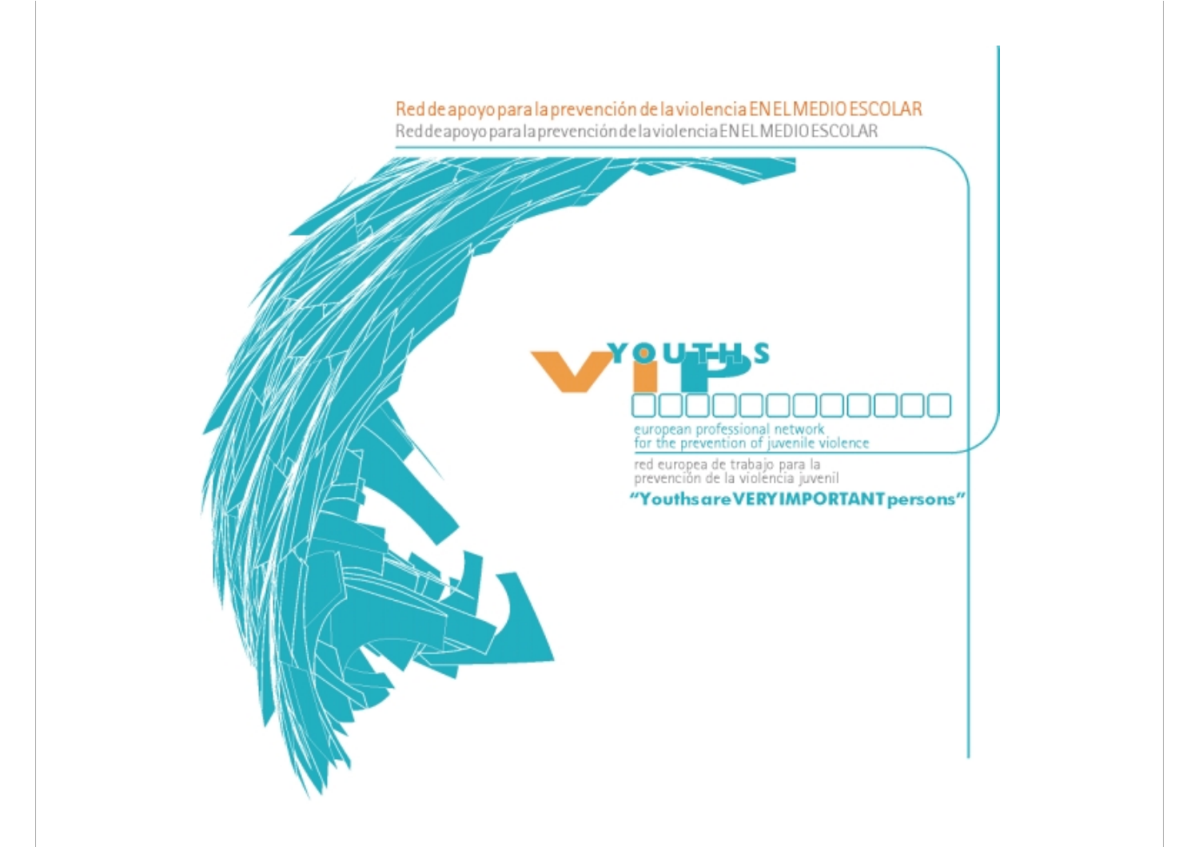Red de apoyo para la prevención de la violencia EN EL MEDIO ESCOLAR

Red de apoyo para la prevención de la violencia EN EL MEDIO ESCOLAR

# VIP YOUTHS

european professional network
for the prevention of juvenile violence

red europea de trabajo para la
prevención de la violencia juvenil

***"Youths are VERY IMPORTANT persons"***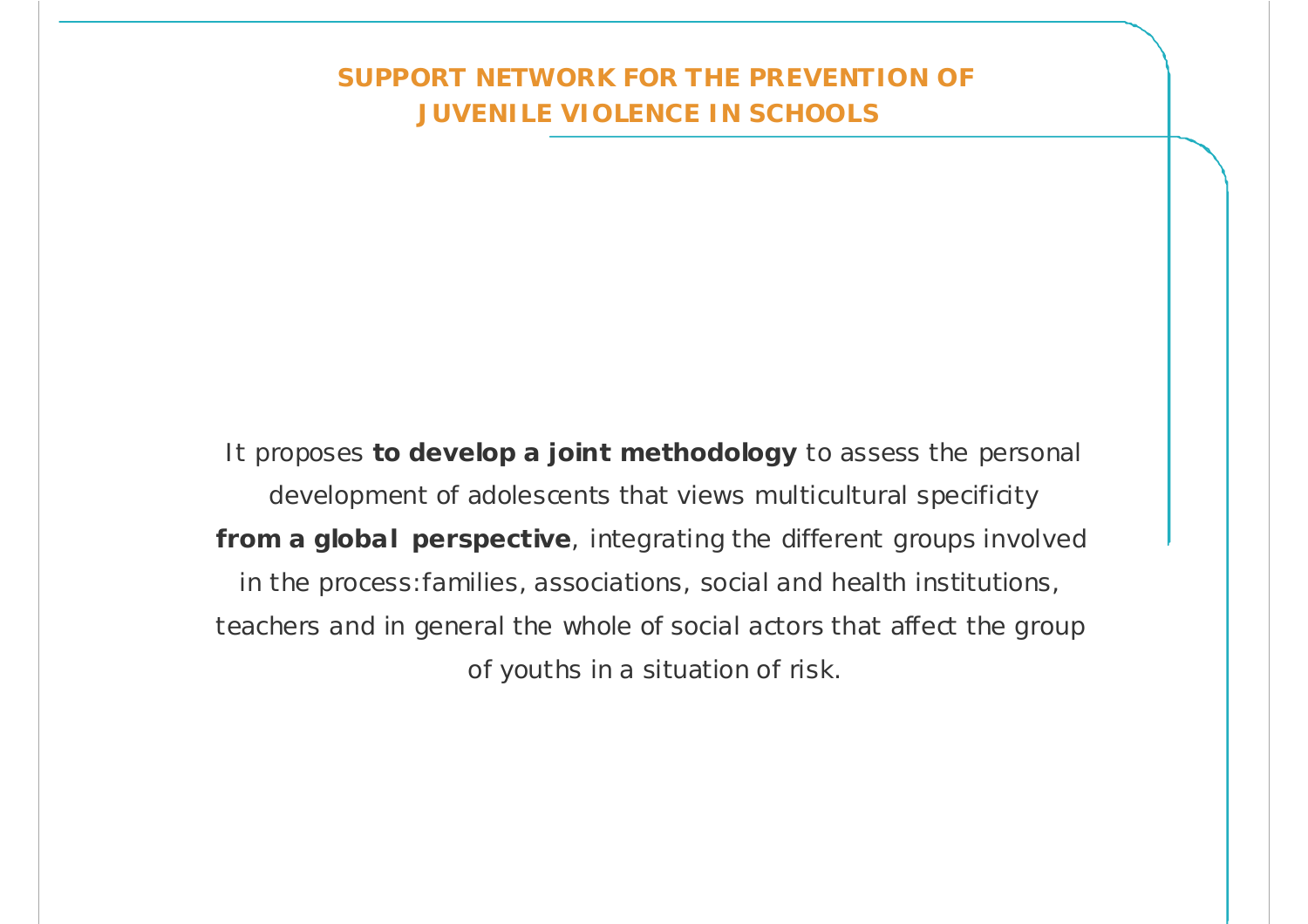# SUPPORT NETWORK FOR THE PREVENTION OF JUVENILE VIOLENCE IN SCHOOLS

It proposes **to develop a joint methodology** to assess the personal development of adolescents that views multicultural specificity **from a global perspective**, integrating the different groups involved in the process: families, associations, social and health institutions, teachers and in general the whole of social actors that affect the group of youths in a situation of risk.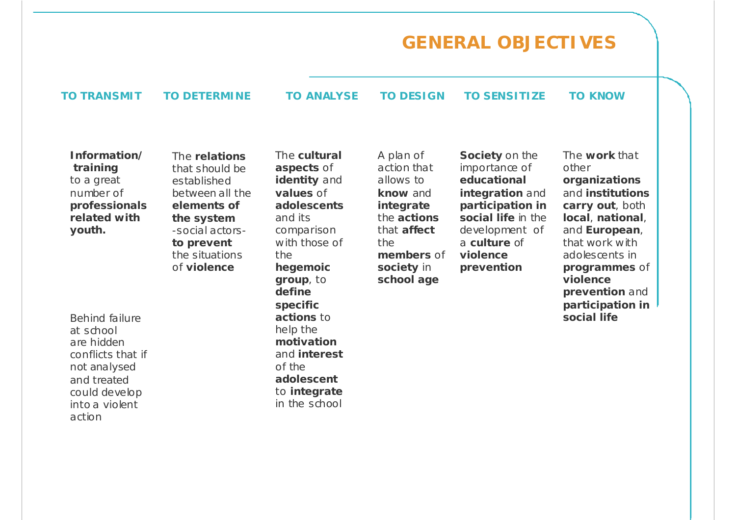# GENERAL OBJECTIVES

| TO TRANSMIT | TO DETERMINE | TO ANALYSE | TO DESIGN | TO SENSITIZE | TO KNOW |
|---|---|---|---|---|---|
| **Information/ training** to a great number of **professionals related with youth.** <br><br> Behind failure at school are hidden conflicts that if not analysed and treated could develop into a violent action | The **relations** that should be established between all the **elements of the system** -social actors- **to prevent** the situations of **violence** | The **cultural aspects** of **identity** and **values** of **adolescents** and its comparison with those of the **hegemoic group**, to **define specific actions** to help the **motivation** and **interest** of the **adolescent** to **integrate** in the school | A plan of action that allows to **know** and **integrate** the **actions** that **affect** the **members** of **society** in **school age** | **Society** on the importance of **educational integration** and **participation in social life** in the development of a **culture** of **violence prevention** | The **work** that other **organizations** and **institutions carry out**, both **local**, **national**, and **European**, that work with adolescents in **programmes** of **violence prevention** and **participation in social life** |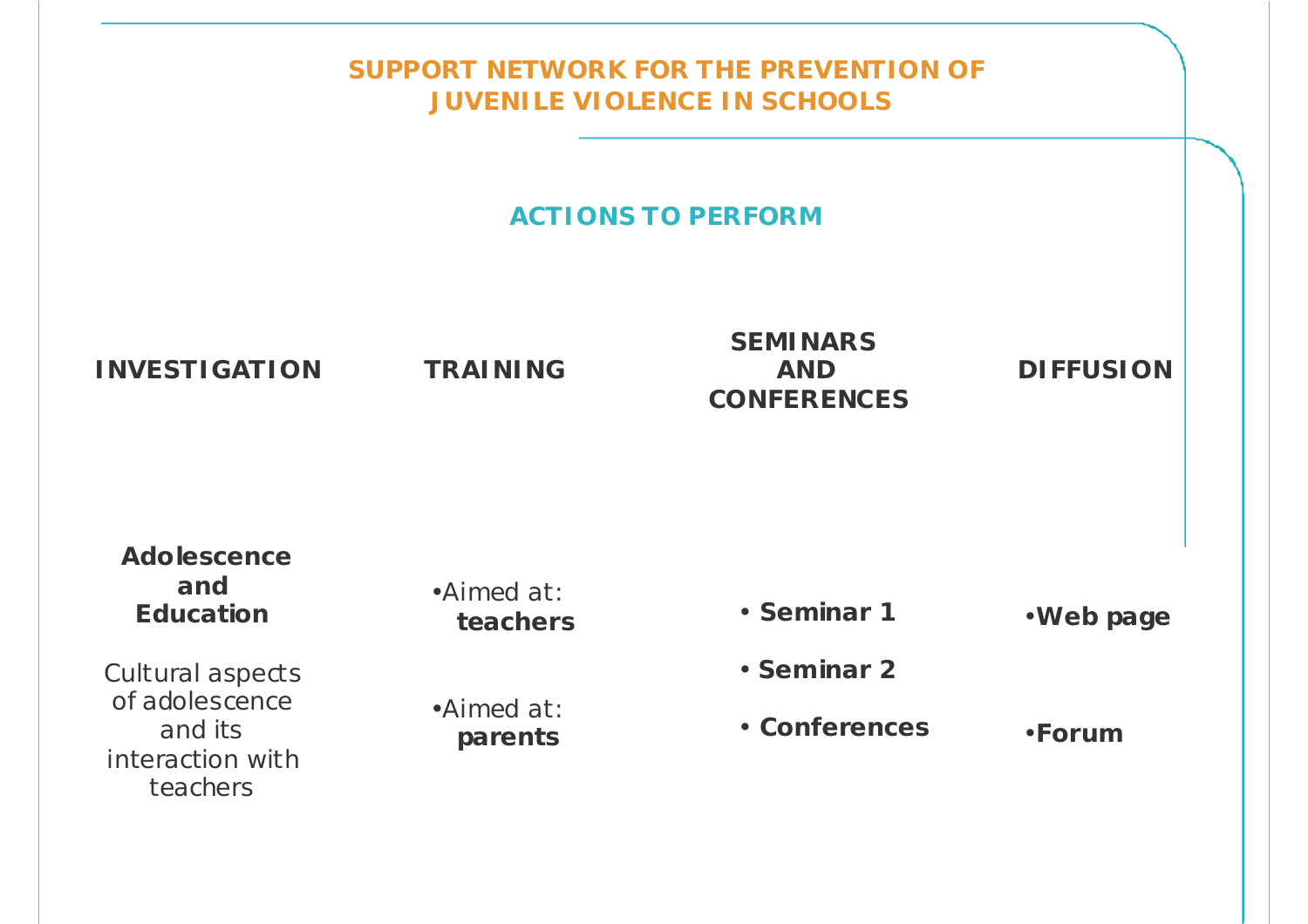# SUPPORT NETWORK FOR THE PREVENTION OF JUVENILE VIOLENCE IN SCHOOLS

## ACTIONS TO PERFORM

| INVESTIGATION | TRAINING | SEMINARS AND CONFERENCES | DIFFUSION |
| --- | --- | --- | --- |
| **Adolescence and Education**<br><br>Cultural aspects of adolescence and its interaction with teachers | •Aimed at: **teachers**<br><br>•Aimed at: **parents** | • **Seminar 1**<br>• **Seminar 2**<br>• **Conferences** | •**Web page**<br><br>•**Forum** |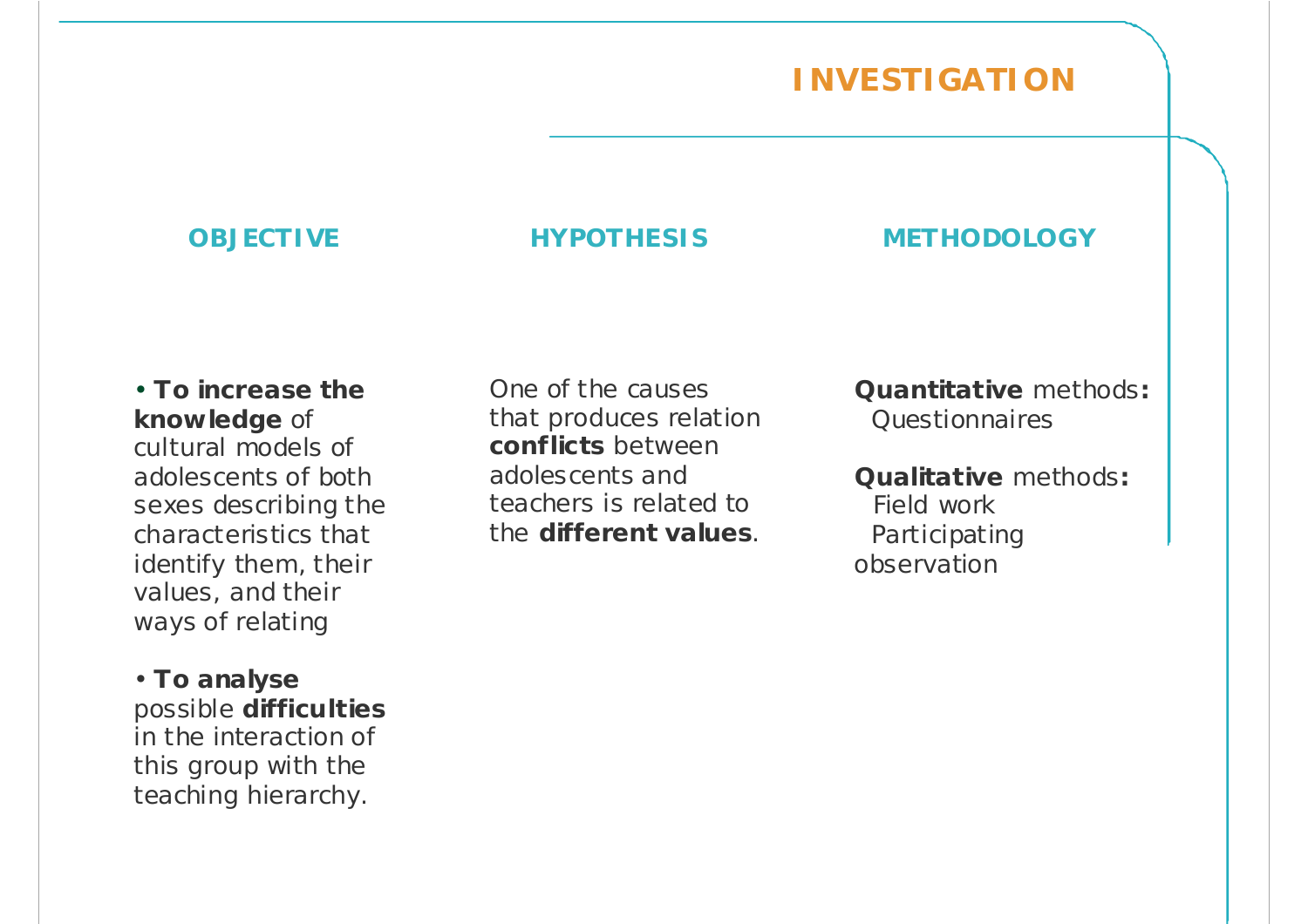# INVESTIGATION

## OBJECTIVE

- **To increase the knowledge** of cultural models of adolescents of both sexes describing the characteristics that identify them, their values, and their ways of relating
- **To analyse** possible **difficulties** in the interaction of this group with the teaching hierarchy.

## HYPOTHESIS

One of the causes that produces relation **conflicts** between adolescents and teachers is related to the **different values**.

## METHODOLOGY

**Quantitative** methods**:**
Questionnaires

**Qualitative** methods**:**
Field work
Participating observation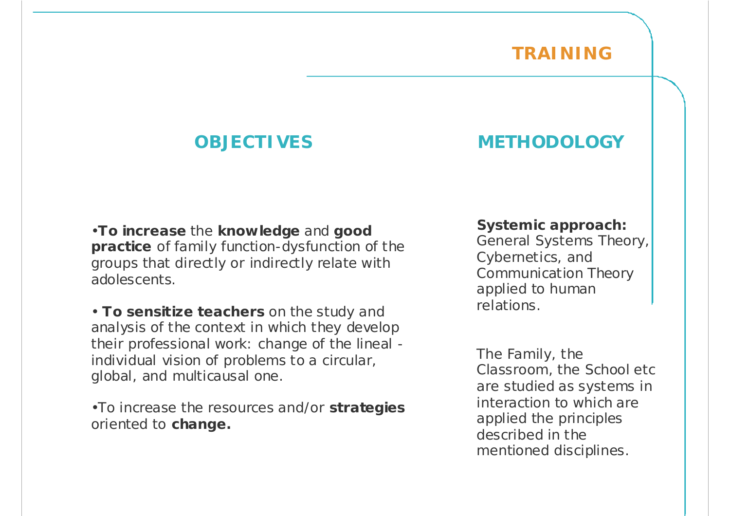# TRAINING

## OBJECTIVES

- **To increase** the **knowledge** and **good practice** of family function-dysfunction of the groups that directly or indirectly relate with adolescents.
- **To sensitize teachers** on the study and analysis of the context in which they develop their professional work: change of the lineal - individual vision of problems to a circular, global, and multicausal one.
- To increase the resources and/or **strategies** oriented to **change.**

## METHODOLOGY

**Systemic approach:** General Systems Theory, Cybernetics, and Communication Theory applied to human relations.

The Family, the Classroom, the School etc are studied as systems in interaction to which are applied the principles described in the mentioned disciplines.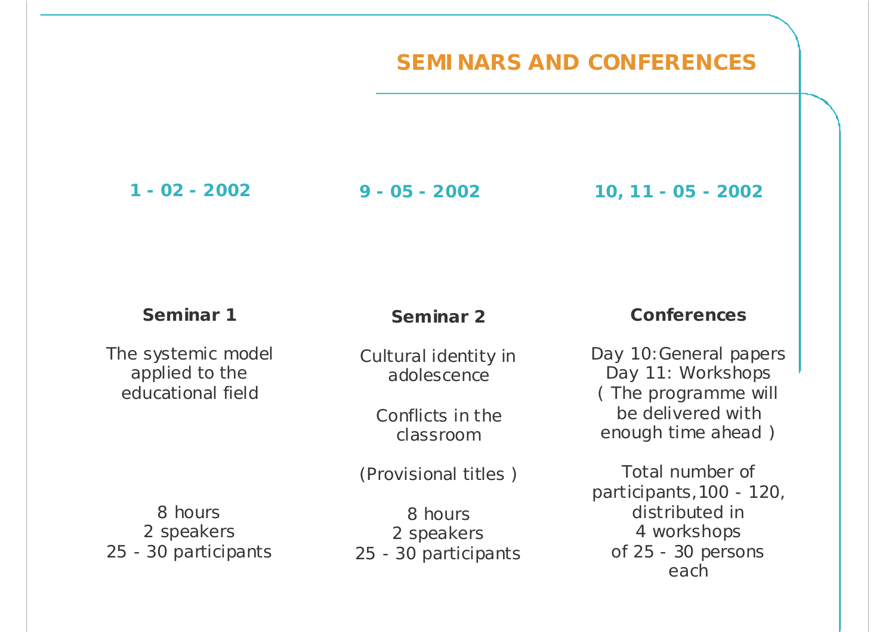# SEMINARS AND CONFERENCES

## 1 - 02 - 2002

### Seminar 1

The systemic model applied to the educational field

8 hours
2 speakers
25 - 30 participants

## 9 - 05 - 2002

### Seminar 2

Cultural identity in adolescence

Conflicts in the classroom

(Provisional titles )

8 hours
2 speakers
25 - 30 participants

## 10, 11 - 05 - 2002

### Conferences

Day 10: General papers
Day 11: Workshops
( The programme will be delivered with enough time ahead )

Total number of participants, 100 - 120, distributed in 4 workshops of 25 - 30 persons each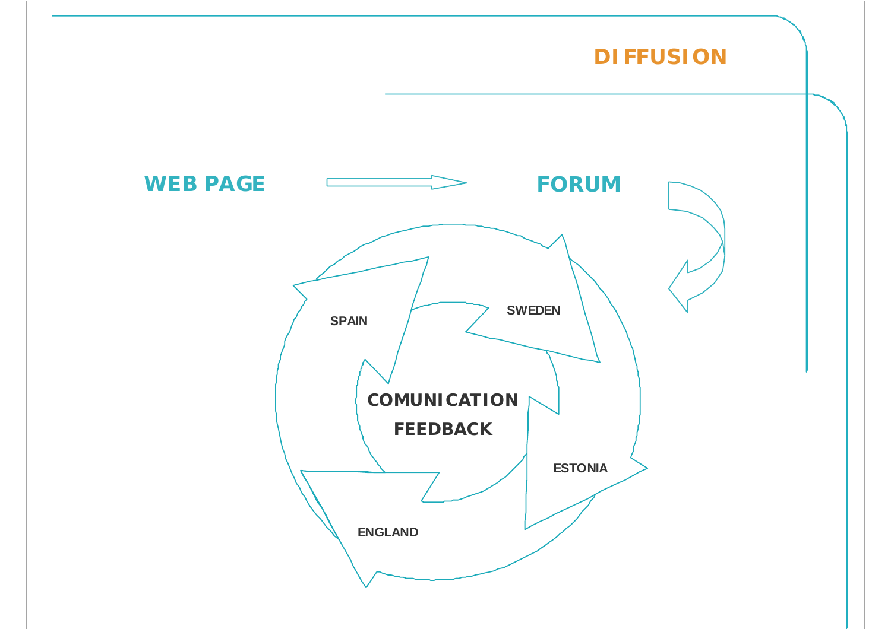# DIFFUSION

**WEB PAGE** → **FORUM**

SPAIN

SWEDEN

ESTONIA

ENGLAND

**COMUNICATION FEEDBACK**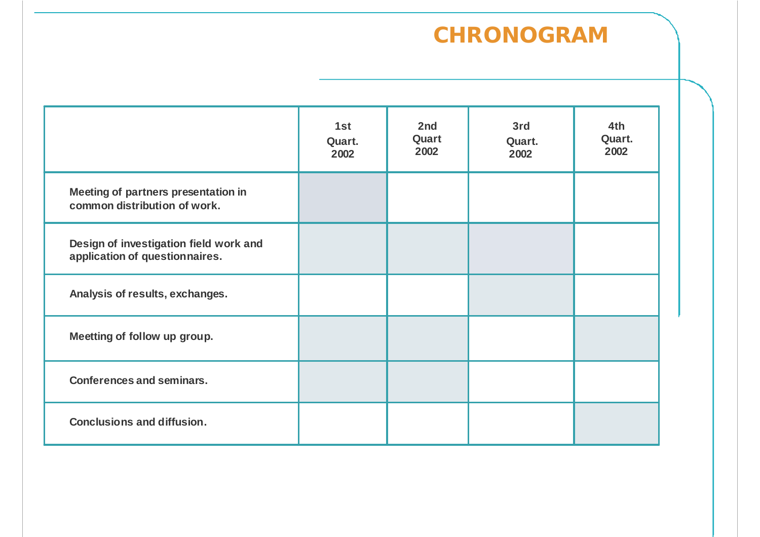# CHRONOGRAM

| | 1st Quart. 2002 | 2nd Quart 2002 | 3rd Quart. 2002 | 4th Quart. 2002 |
|---|---|---|---|---|
| **Meeting of partners presentation in common distribution of work.** | ■ | | | |
| **Design of investigation field work and application of questionnaires.** | ■ | ■ | ■ | |
| **Analysis of results, exchanges.** | | | ■ | |
| **Meetting of follow up group.** | ■ | ■ | | ■ |
| **Conferences and seminars.** | ■ | ■ | | |
| **Conclusions and diffusion.** | | | | ■ |